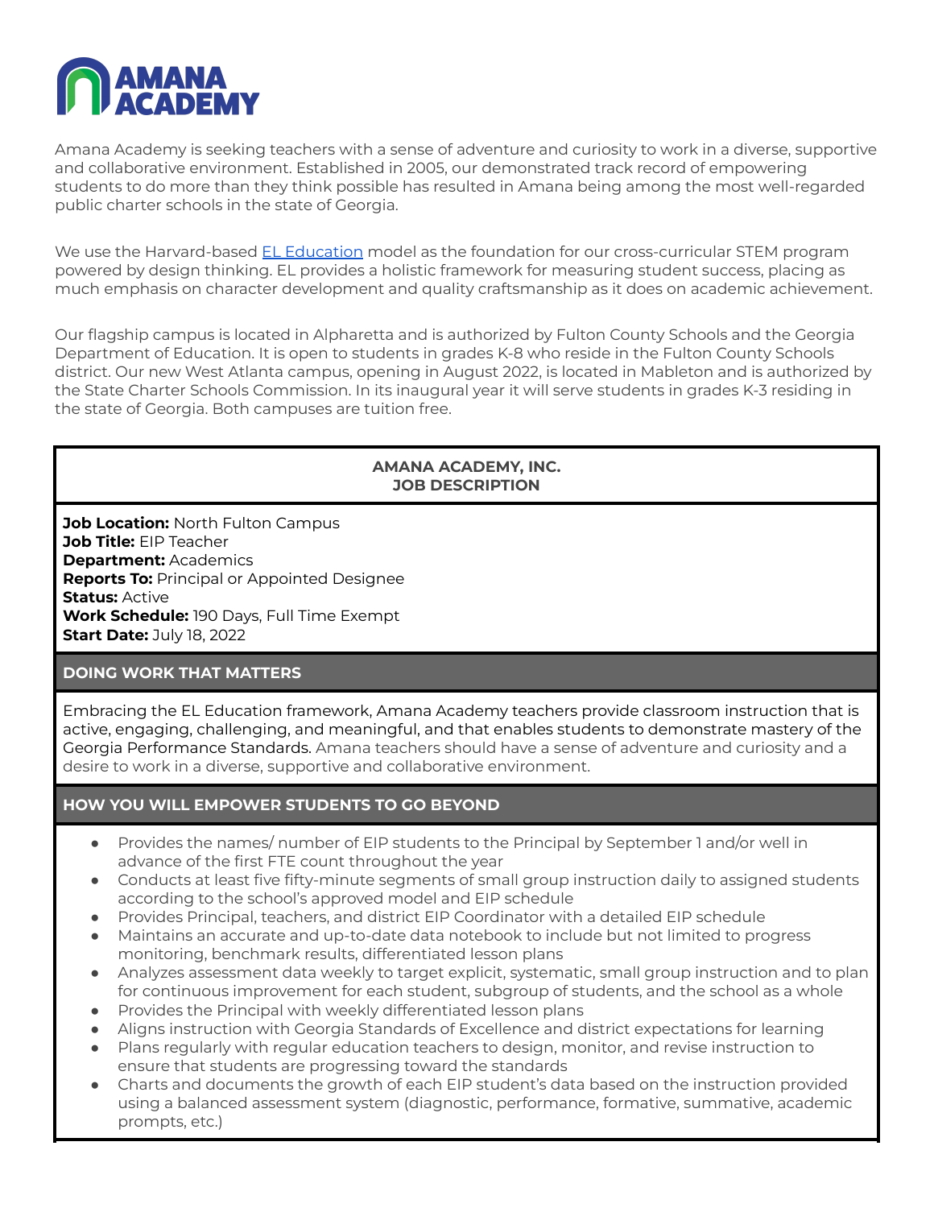# AMANA ACADEMY

Amana Academy is seeking teachers with a sense of adventure and curiosity to work in a diverse, supportive and collaborative environment. Established in 2005, our demonstrated track record of empowering students to do more than they think possible has resulted in Amana being among the most well-regarded public charter schools in the state of Georgia.

We use the Harvard-based [EL Education](#) model as the foundation for our cross-curricular STEM program powered by design thinking. EL provides a holistic framework for measuring student success, placing as much emphasis on character development and quality craftsmanship as it does on academic achievement.

Our flagship campus is located in Alpharetta and is authorized by Fulton County Schools and the Georgia Department of Education. It is open to students in grades K-8 who reside in the Fulton County Schools district. Our new West Atlanta campus, opening in August 2022, is located in Mableton and is authorized by the State Charter Schools Commission. In its inaugural year it will serve students in grades K-3 residing in the state of Georgia. Both campuses are tuition free.

## AMANA ACADEMY, INC.
## JOB DESCRIPTION

**Job Location:** North Fulton Campus
**Job Title:** EIP Teacher
**Department:** Academics
**Reports To:** Principal or Appointed Designee
**Status:** Active
**Work Schedule:** 190 Days, Full Time Exempt
**Start Date:** July 18, 2022

### DOING WORK THAT MATTERS

Embracing the EL Education framework, Amana Academy teachers provide classroom instruction that is active, engaging, challenging, and meaningful, and that enables students to demonstrate mastery of the Georgia Performance Standards. Amana teachers should have a sense of adventure and curiosity and a desire to work in a diverse, supportive and collaborative environment.

### HOW YOU WILL EMPOWER STUDENTS TO GO BEYOND

- Provides the names/ number of EIP students to the Principal by September 1 and/or well in advance of the first FTE count throughout the year
- Conducts at least five fifty-minute segments of small group instruction daily to assigned students according to the school's approved model and EIP schedule
- Provides Principal, teachers, and district EIP Coordinator with a detailed EIP schedule
- Maintains an accurate and up-to-date data notebook to include but not limited to progress monitoring, benchmark results, differentiated lesson plans
- Analyzes assessment data weekly to target explicit, systematic, small group instruction and to plan for continuous improvement for each student, subgroup of students, and the school as a whole
- Provides the Principal with weekly differentiated lesson plans
- Aligns instruction with Georgia Standards of Excellence and district expectations for learning
- Plans regularly with regular education teachers to design, monitor, and revise instruction to ensure that students are progressing toward the standards
- Charts and documents the growth of each EIP student's data based on the instruction provided using a balanced assessment system (diagnostic, performance, formative, summative, academic prompts, etc.)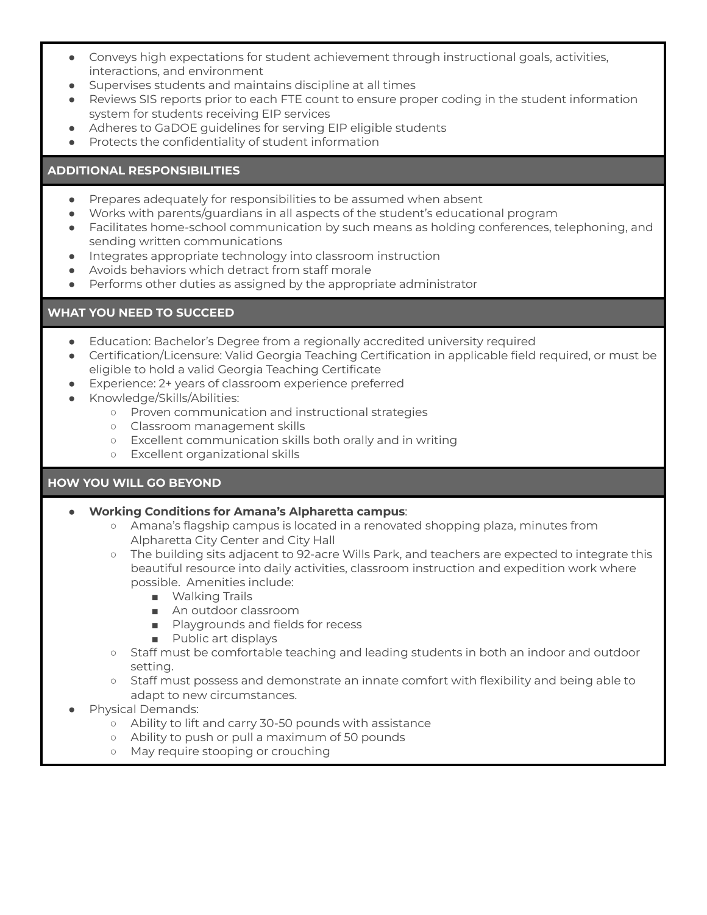- Conveys high expectations for student achievement through instructional goals, activities, interactions, and environment
- Supervises students and maintains discipline at all times
- Reviews SIS reports prior to each FTE count to ensure proper coding in the student information system for students receiving EIP services
- Adheres to GaDOE guidelines for serving EIP eligible students
- Protects the confidentiality of student information

## ADDITIONAL RESPONSIBILITIES

- Prepares adequately for responsibilities to be assumed when absent
- Works with parents/guardians in all aspects of the student's educational program
- Facilitates home-school communication by such means as holding conferences, telephoning, and sending written communications
- Integrates appropriate technology into classroom instruction
- Avoids behaviors which detract from staff morale
- Performs other duties as assigned by the appropriate administrator

## WHAT YOU NEED TO SUCCEED

- Education: Bachelor's Degree from a regionally accredited university required
- Certification/Licensure: Valid Georgia Teaching Certification in applicable field required, or must be eligible to hold a valid Georgia Teaching Certificate
- Experience: 2+ years of classroom experience preferred
- Knowledge/Skills/Abilities:
  - Proven communication and instructional strategies
  - Classroom management skills
  - Excellent communication skills both orally and in writing
  - Excellent organizational skills

## HOW YOU WILL GO BEYOND

- **Working Conditions for Amana's Alpharetta campus**:
  - Amana's flagship campus is located in a renovated shopping plaza, minutes from Alpharetta City Center and City Hall
  - The building sits adjacent to 92-acre Wills Park, and teachers are expected to integrate this beautiful resource into daily activities, classroom instruction and expedition work where possible. Amenities include:
    - Walking Trails
    - An outdoor classroom
    - Playgrounds and fields for recess
    - Public art displays
  - Staff must be comfortable teaching and leading students in both an indoor and outdoor setting.
  - Staff must possess and demonstrate an innate comfort with flexibility and being able to adapt to new circumstances.
- Physical Demands:
  - Ability to lift and carry 30-50 pounds with assistance
  - Ability to push or pull a maximum of 50 pounds
  - May require stooping or crouching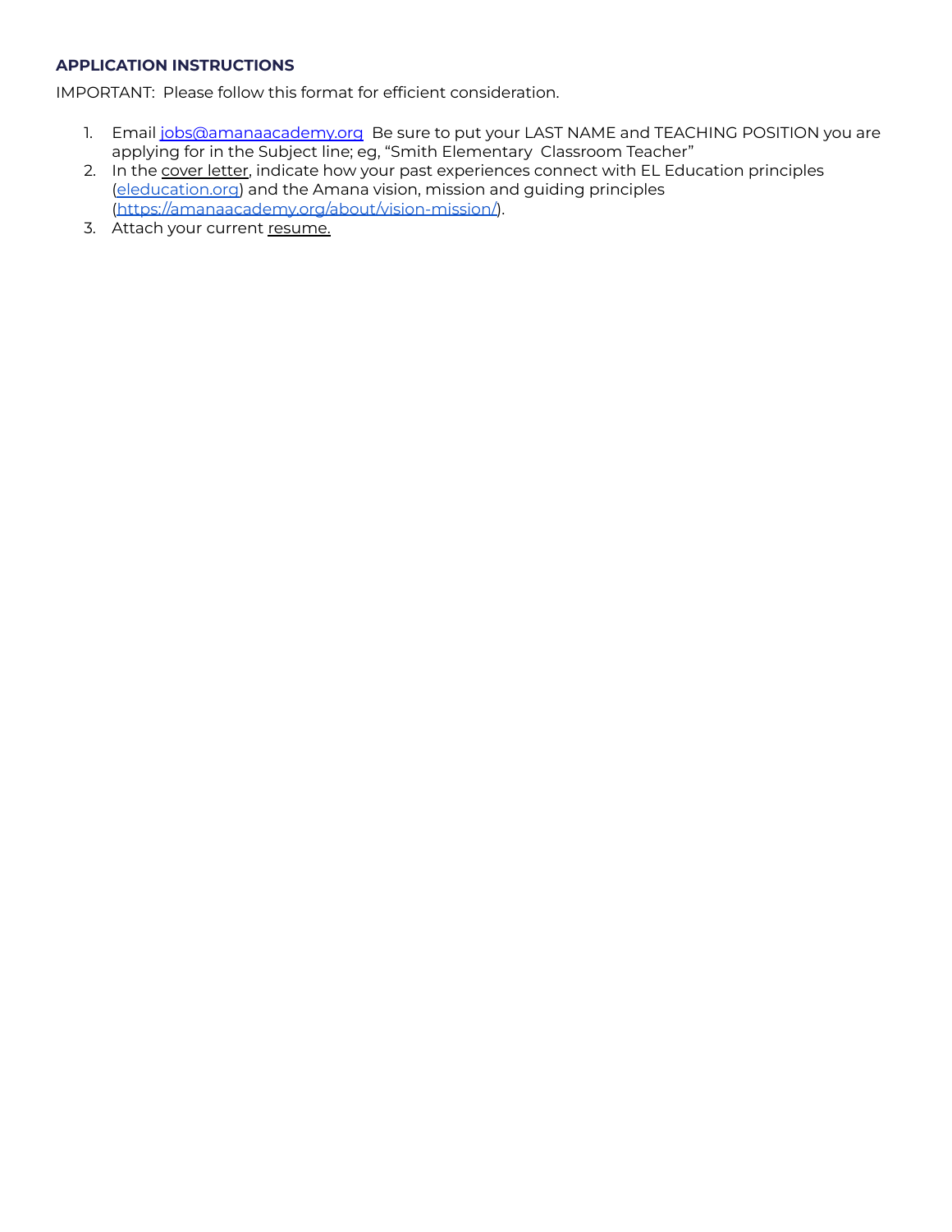**APPLICATION INSTRUCTIONS**

IMPORTANT: Please follow this format for efficient consideration.

1. Email [jobs@amanaacademy.org](mailto:jobs@amanaacademy.org) Be sure to put your LAST NAME and TEACHING POSITION you are applying for in the Subject line; eg, "Smith Elementary Classroom Teacher"
2. In the cover letter, indicate how your past experiences connect with EL Education principles ([eleducation.org](https://eleducation.org)) and the Amana vision, mission and guiding principles ([https://amanaacademy.org/about/vision-mission/](https://amanaacademy.org/about/vision-mission/)).
3. Attach your current resume.